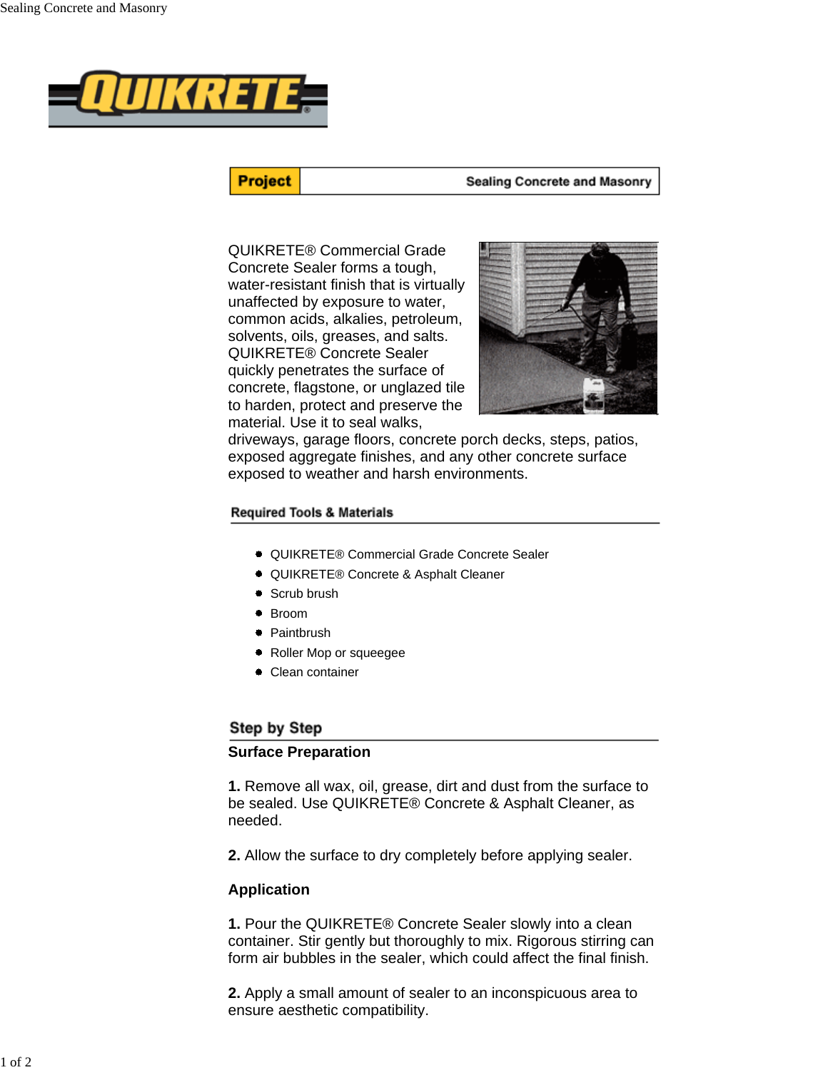QUIKRETE

**Project** — Sealing Concrete and Masonry

QUIKRETE® Commercial Grade Concrete Sealer forms a tough, water-resistant finish that is virtually unaffected by exposure to water, common acids, alkalies, petroleum, solvents, oils, greases, and salts. QUIKRETE® Concrete Sealer quickly penetrates the surface of concrete, flagstone, or unglazed tile to harden, protect and preserve the material. Use it to seal walks, driveways, garage floors, concrete porch decks, steps, patios, exposed aggregate finishes, and any other concrete surface exposed to weather and harsh environments.

## Required Tools & Materials

- QUIKRETE® Commercial Grade Concrete Sealer
- QUIKRETE® Concrete & Asphalt Cleaner
- Scrub brush
- Broom
- Paintbrush
- Roller Mop or squeegee
- Clean container

## Step by Step

### Surface Preparation

**1.** Remove all wax, oil, grease, dirt and dust from the surface to be sealed. Use QUIKRETE® Concrete & Asphalt Cleaner, as needed.

**2.** Allow the surface to dry completely before applying sealer.

### Application

**1.** Pour the QUIKRETE® Concrete Sealer slowly into a clean container. Stir gently but thoroughly to mix. Rigorous stirring can form air bubbles in the sealer, which could affect the final finish.

**2.** Apply a small amount of sealer to an inconspicuous area to ensure aesthetic compatibility.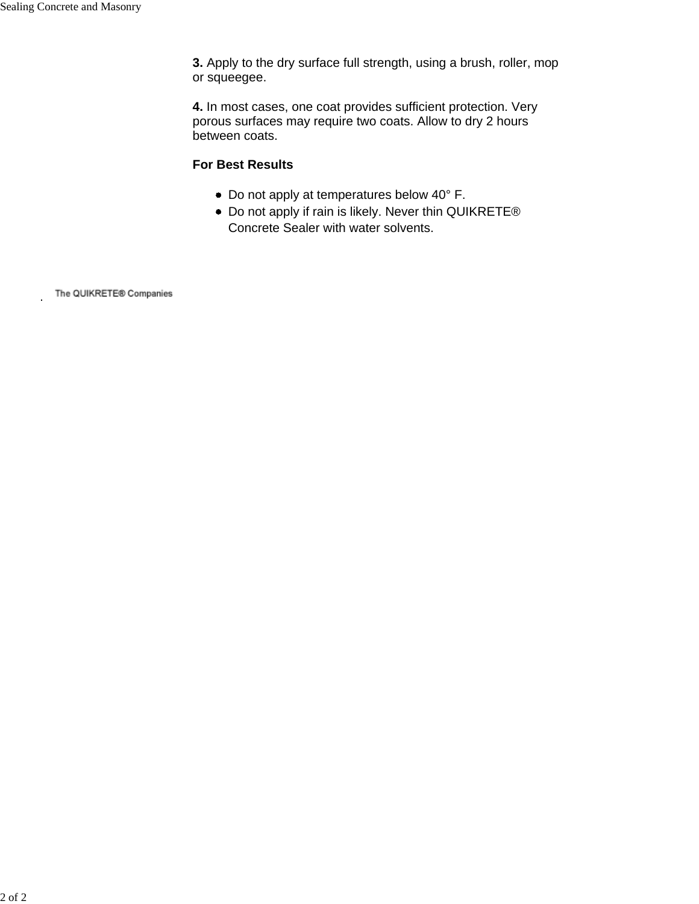**3.** Apply to the dry surface full strength, using a brush, roller, mop or squeegee.

**4.** In most cases, one coat provides sufficient protection. Very porous surfaces may require two coats. Allow to dry 2 hours between coats.

**For Best Results**

- Do not apply at temperatures below 40° F.
- Do not apply if rain is likely. Never thin QUIKRETE® Concrete Sealer with water solvents.

The QUIKRETE® Companies